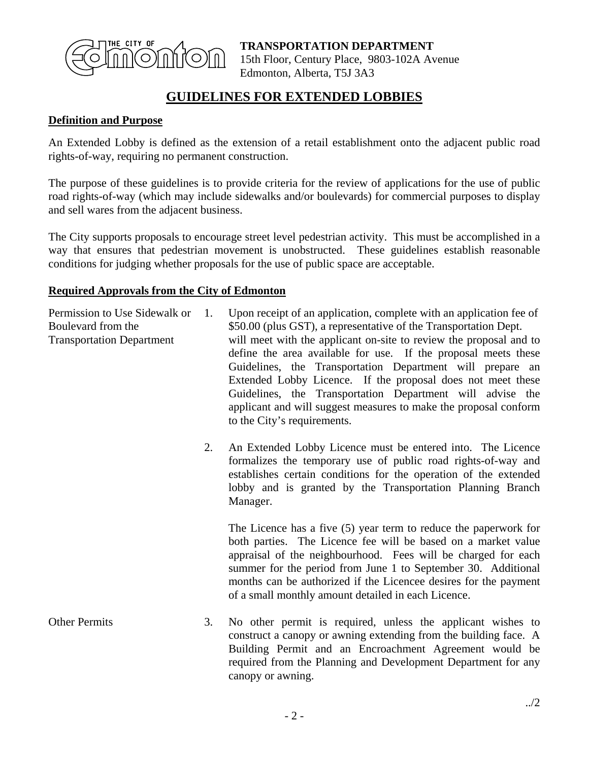**TRANSPORTATION DEPARTMENT**
15th Floor, Century Place, 9803-102A Avenue
Edmonton, Alberta, T5J 3A3

# GUIDELINES FOR EXTENDED LOBBIES

## Definition and Purpose

An Extended Lobby is defined as the extension of a retail establishment onto the adjacent public road rights-of-way, requiring no permanent construction.

The purpose of these guidelines is to provide criteria for the review of applications for the use of public road rights-of-way (which may include sidewalks and/or boulevards) for commercial purposes to display and sell wares from the adjacent business.

The City supports proposals to encourage street level pedestrian activity. This must be accomplished in a way that ensures that pedestrian movement is unobstructed. These guidelines establish reasonable conditions for judging whether proposals for the use of public space are acceptable.

## Required Approvals from the City of Edmonton

**Permission to Use Sidewalk or Boulevard from the Transportation Department**

1. Upon receipt of an application, complete with an application fee of $50.00 (plus GST), a representative of the Transportation Dept. will meet with the applicant on-site to review the proposal and to define the area available for use. If the proposal meets these Guidelines, the Transportation Department will prepare an Extended Lobby Licence. If the proposal does not meet these Guidelines, the Transportation Department will advise the applicant and will suggest measures to make the proposal conform to the City's requirements.

2. An Extended Lobby Licence must be entered into. The Licence formalizes the temporary use of public road rights-of-way and establishes certain conditions for the operation of the extended lobby and is granted by the Transportation Planning Branch Manager.

   The Licence has a five (5) year term to reduce the paperwork for both parties. The Licence fee will be based on a market value appraisal of the neighbourhood. Fees will be charged for each summer for the period from June 1 to September 30. Additional months can be authorized if the Licencee desires for the payment of a small monthly amount detailed in each Licence.

**Other Permits**

3. No other permit is required, unless the applicant wishes to construct a canopy or awning extending from the building face. A Building Permit and an Encroachment Agreement would be required from the Planning and Development Department for any canopy or awning.

../2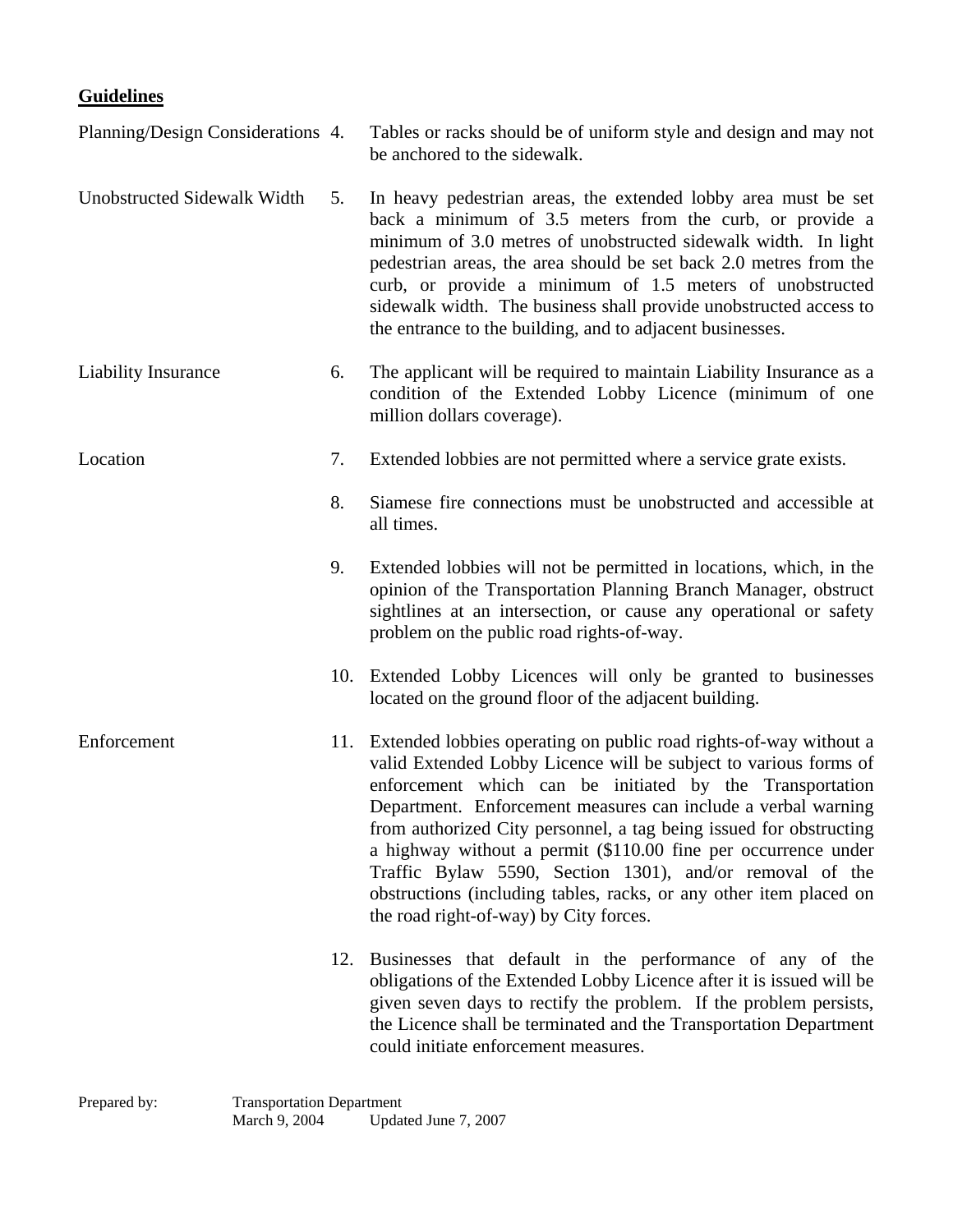**Guidelines**

| | | |
|---|---|---|
| Planning/Design Considerations | 4. | Tables or racks should be of uniform style and design and may not be anchored to the sidewalk. |
| Unobstructed Sidewalk Width | 5. | In heavy pedestrian areas, the extended lobby area must be set back a minimum of 3.5 meters from the curb, or provide a minimum of 3.0 metres of unobstructed sidewalk width. In light pedestrian areas, the area should be set back 2.0 metres from the curb, or provide a minimum of 1.5 meters of unobstructed sidewalk width. The business shall provide unobstructed access to the entrance to the building, and to adjacent businesses. |
| Liability Insurance | 6. | The applicant will be required to maintain Liability Insurance as a condition of the Extended Lobby Licence (minimum of one million dollars coverage). |
| Location | 7. | Extended lobbies are not permitted where a service grate exists. |
| | 8. | Siamese fire connections must be unobstructed and accessible at all times. |
| | 9. | Extended lobbies will not be permitted in locations, which, in the opinion of the Transportation Planning Branch Manager, obstruct sightlines at an intersection, or cause any operational or safety problem on the public road rights-of-way. |
| | 10. | Extended Lobby Licences will only be granted to businesses located on the ground floor of the adjacent building. |
| Enforcement | 11. | Extended lobbies operating on public road rights-of-way without a valid Extended Lobby Licence will be subject to various forms of enforcement which can be initiated by the Transportation Department. Enforcement measures can include a verbal warning from authorized City personnel, a tag being issued for obstructing a highway without a permit ($110.00 fine per occurrence under Traffic Bylaw 5590, Section 1301), and/or removal of the obstructions (including tables, racks, or any other item placed on the road right-of-way) by City forces. |
| | 12. | Businesses that default in the performance of any of the obligations of the Extended Lobby Licence after it is issued will be given seven days to rectify the problem. If the problem persists, the Licence shall be terminated and the Transportation Department could initiate enforcement measures. |

Prepared by: Transportation Department
March 9, 2004 Updated June 7, 2007